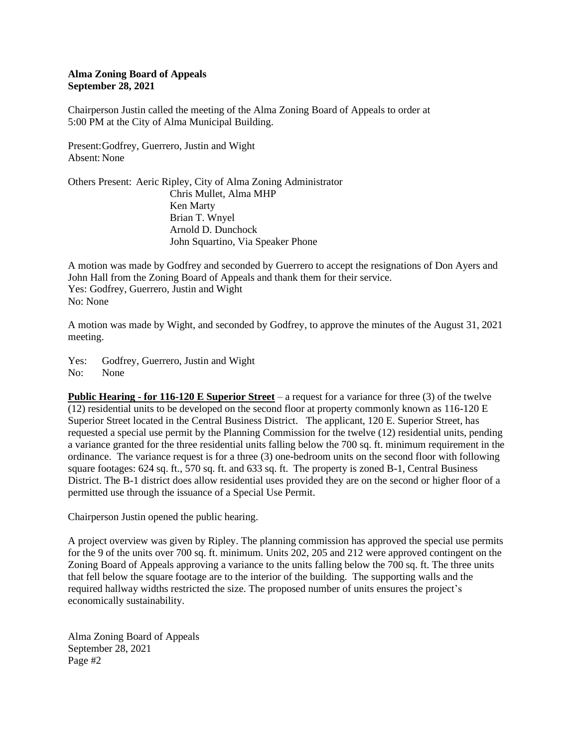**Alma Zoning Board of Appeals**
**September 28, 2021**

Chairperson Justin called the meeting of the Alma Zoning Board of Appeals to order at 5:00 PM at the City of Alma Municipal Building.

Present: Godfrey, Guerrero, Justin and Wight
Absent: None

Others Present: Aeric Ripley, City of Alma Zoning Administrator
Chris Mullet, Alma MHP
Ken Marty
Brian T. Wnyel
Arnold D. Dunchock
John Squartino, Via Speaker Phone

A motion was made by Godfrey and seconded by Guerrero to accept the resignations of Don Ayers and John Hall from the Zoning Board of Appeals and thank them for their service.
Yes: Godfrey, Guerrero, Justin and Wight
No: None

A motion was made by Wight, and seconded by Godfrey, to approve the minutes of the August 31, 2021 meeting.

Yes: Godfrey, Guerrero, Justin and Wight
No: None

**Public Hearing - for 116-120 E Superior Street** – a request for a variance for three (3) of the twelve (12) residential units to be developed on the second floor at property commonly known as 116-120 E Superior Street located in the Central Business District. The applicant, 120 E. Superior Street, has requested a special use permit by the Planning Commission for the twelve (12) residential units, pending a variance granted for the three residential units falling below the 700 sq. ft. minimum requirement in the ordinance. The variance request is for a three (3) one-bedroom units on the second floor with following square footages: 624 sq. ft., 570 sq. ft. and 633 sq. ft. The property is zoned B-1, Central Business District. The B-1 district does allow residential uses provided they are on the second or higher floor of a permitted use through the issuance of a Special Use Permit.

Chairperson Justin opened the public hearing.

A project overview was given by Ripley. The planning commission has approved the special use permits for the 9 of the units over 700 sq. ft. minimum. Units 202, 205 and 212 were approved contingent on the Zoning Board of Appeals approving a variance to the units falling below the 700 sq. ft. The three units that fell below the square footage are to the interior of the building. The supporting walls and the required hallway widths restricted the size. The proposed number of units ensures the project's economically sustainability.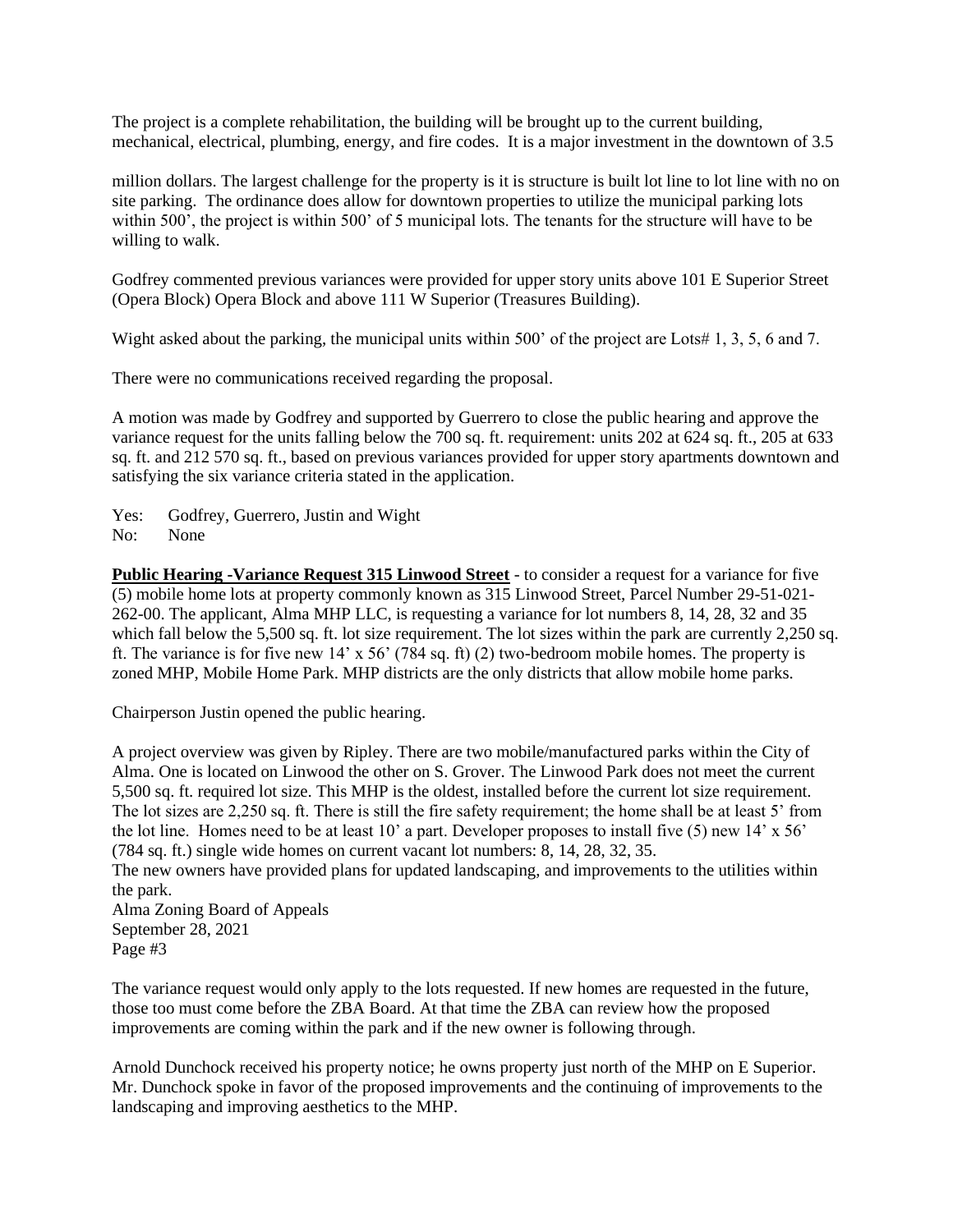The project is a complete rehabilitation, the building will be brought up to the current building, mechanical, electrical, plumbing, energy, and fire codes. It is a major investment in the downtown of 3.5

million dollars. The largest challenge for the property is it is structure is built lot line to lot line with no on site parking. The ordinance does allow for downtown properties to utilize the municipal parking lots within 500', the project is within 500' of 5 municipal lots. The tenants for the structure will have to be willing to walk.

Godfrey commented previous variances were provided for upper story units above 101 E Superior Street (Opera Block) Opera Block and above 111 W Superior (Treasures Building).

Wight asked about the parking, the municipal units within 500' of the project are Lots# 1, 3, 5, 6 and 7.

There were no communications received regarding the proposal.

A motion was made by Godfrey and supported by Guerrero to close the public hearing and approve the variance request for the units falling below the 700 sq. ft. requirement: units 202 at 624 sq. ft., 205 at 633 sq. ft. and 212 570 sq. ft., based on previous variances provided for upper story apartments downtown and satisfying the six variance criteria stated in the application.

Yes: Godfrey, Guerrero, Justin and Wight
No: None

**Public Hearing -Variance Request 315 Linwood Street** - to consider a request for a variance for five (5) mobile home lots at property commonly known as 315 Linwood Street, Parcel Number 29-51-021-262-00. The applicant, Alma MHP LLC, is requesting a variance for lot numbers 8, 14, 28, 32 and 35 which fall below the 5,500 sq. ft. lot size requirement. The lot sizes within the park are currently 2,250 sq. ft. The variance is for five new 14' x 56' (784 sq. ft) (2) two-bedroom mobile homes. The property is zoned MHP, Mobile Home Park. MHP districts are the only districts that allow mobile home parks.

Chairperson Justin opened the public hearing.

A project overview was given by Ripley. There are two mobile/manufactured parks within the City of Alma. One is located on Linwood the other on S. Grover. The Linwood Park does not meet the current 5,500 sq. ft. required lot size. This MHP is the oldest, installed before the current lot size requirement. The lot sizes are 2,250 sq. ft. There is still the fire safety requirement; the home shall be at least 5' from the lot line. Homes need to be at least 10' a part. Developer proposes to install five (5) new 14' x 56' (784 sq. ft.) single wide homes on current vacant lot numbers: 8, 14, 28, 32, 35.
The new owners have provided plans for updated landscaping, and improvements to the utilities within the park.

The variance request would only apply to the lots requested. If new homes are requested in the future, those too must come before the ZBA Board. At that time the ZBA can review how the proposed improvements are coming within the park and if the new owner is following through.

Arnold Dunchock received his property notice; he owns property just north of the MHP on E Superior. Mr. Dunchock spoke in favor of the proposed improvements and the continuing of improvements to the landscaping and improving aesthetics to the MHP.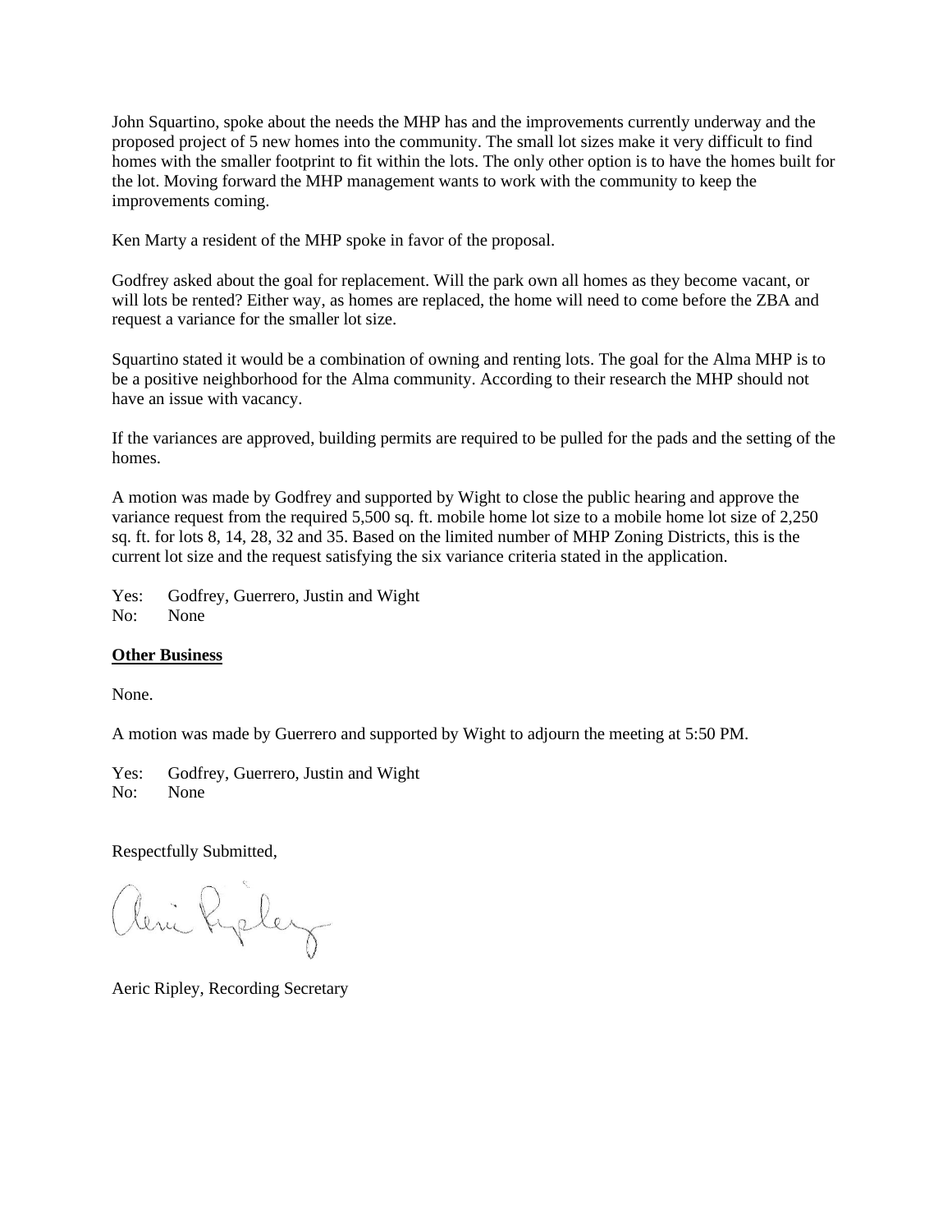John Squartino, spoke about the needs the MHP has and the improvements currently underway and the proposed project of 5 new homes into the community. The small lot sizes make it very difficult to find homes with the smaller footprint to fit within the lots. The only other option is to have the homes built for the lot. Moving forward the MHP management wants to work with the community to keep the improvements coming.

Ken Marty a resident of the MHP spoke in favor of the proposal.

Godfrey asked about the goal for replacement. Will the park own all homes as they become vacant, or will lots be rented? Either way, as homes are replaced, the home will need to come before the ZBA and request a variance for the smaller lot size.

Squartino stated it would be a combination of owning and renting lots. The goal for the Alma MHP is to be a positive neighborhood for the Alma community. According to their research the MHP should not have an issue with vacancy.

If the variances are approved, building permits are required to be pulled for the pads and the setting of the homes.

A motion was made by Godfrey and supported by Wight to close the public hearing and approve the variance request from the required 5,500 sq. ft. mobile home lot size to a mobile home lot size of 2,250 sq. ft. for lots 8, 14, 28, 32 and 35. Based on the limited number of MHP Zoning Districts, this is the current lot size and the request satisfying the six variance criteria stated in the application.

Yes: Godfrey, Guerrero, Justin and Wight
No: None

**Other Business**

None.

A motion was made by Guerrero and supported by Wight to adjourn the meeting at 5:50 PM.

Yes: Godfrey, Guerrero, Justin and Wight
No: None

Respectfully Submitted,

Aeric Ripley, Recording Secretary